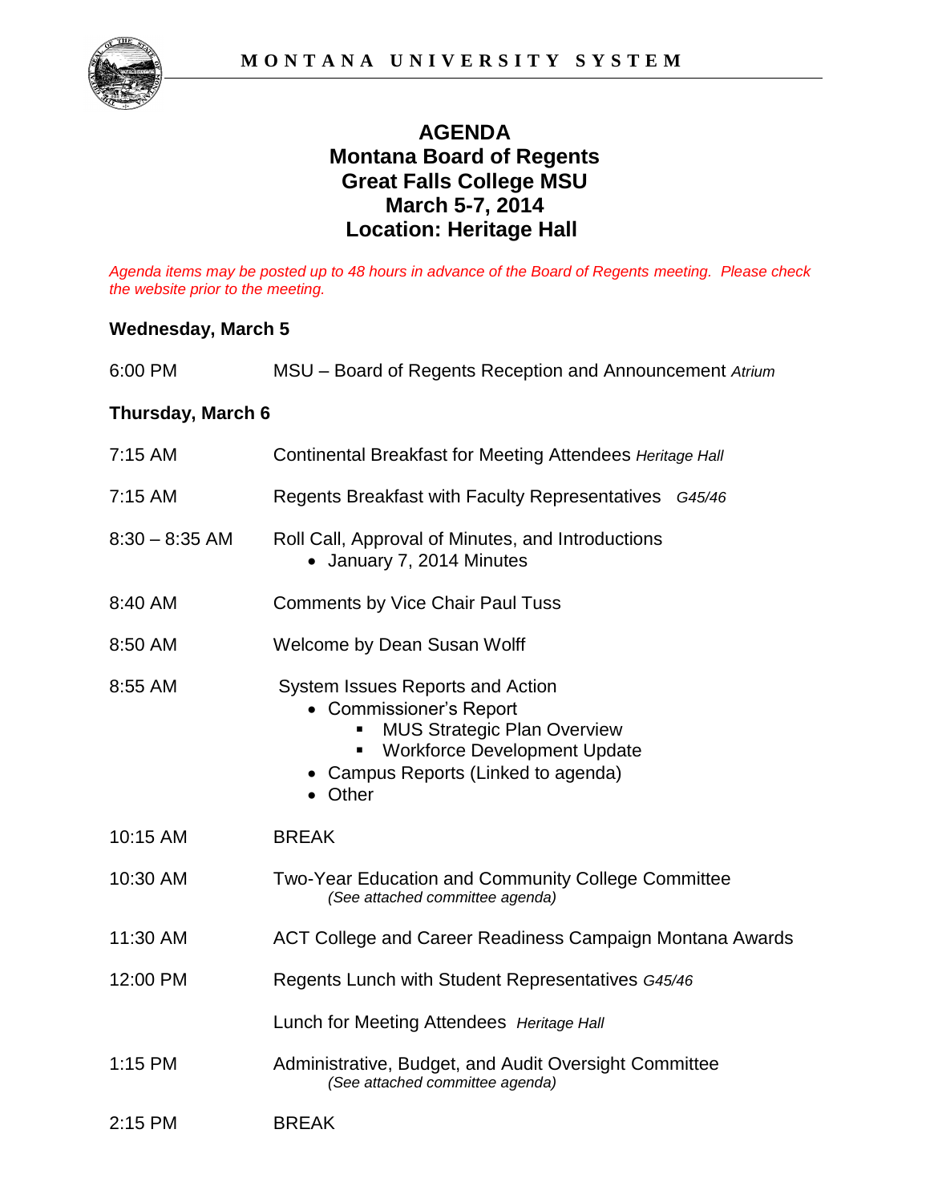# AGENDA
# Montana Board of Regents
# Great Falls College MSU
# March 5-7, 2014
# Location: Heritage Hall

*Agenda items may be posted up to 48 hours in advance of the Board of Regents meeting. Please check the website prior to the meeting.*

**Wednesday, March 5**

| | |
|---|---|
| 6:00 PM | MSU – Board of Regents Reception and Announcement *Atrium* |

**Thursday, March 6**

| | |
|---|---|
| 7:15 AM | Continental Breakfast for Meeting Attendees *Heritage Hall* |
| 7:15 AM | Regents Breakfast with Faculty Representatives *G45/46* |
| 8:30 – 8:35 AM | Roll Call, Approval of Minutes, and Introductions<br>• January 7, 2014 Minutes |
| 8:40 AM | Comments by Vice Chair Paul Tuss |
| 8:50 AM | Welcome by Dean Susan Wolff |
| 8:55 AM | System Issues Reports and Action<br>• Commissioner's Report<br>&nbsp;&nbsp;▪ MUS Strategic Plan Overview<br>&nbsp;&nbsp;▪ Workforce Development Update<br>• Campus Reports (Linked to agenda)<br>• Other |
| 10:15 AM | BREAK |
| 10:30 AM | Two-Year Education and Community College Committee<br>*(See attached committee agenda)* |
| 11:30 AM | ACT College and Career Readiness Campaign Montana Awards |
| 12:00 PM | Regents Lunch with Student Representatives *G45/46* |
| | Lunch for Meeting Attendees *Heritage Hall* |
| 1:15 PM | Administrative, Budget, and Audit Oversight Committee<br>*(See attached committee agenda)* |
| 2:15 PM | BREAK |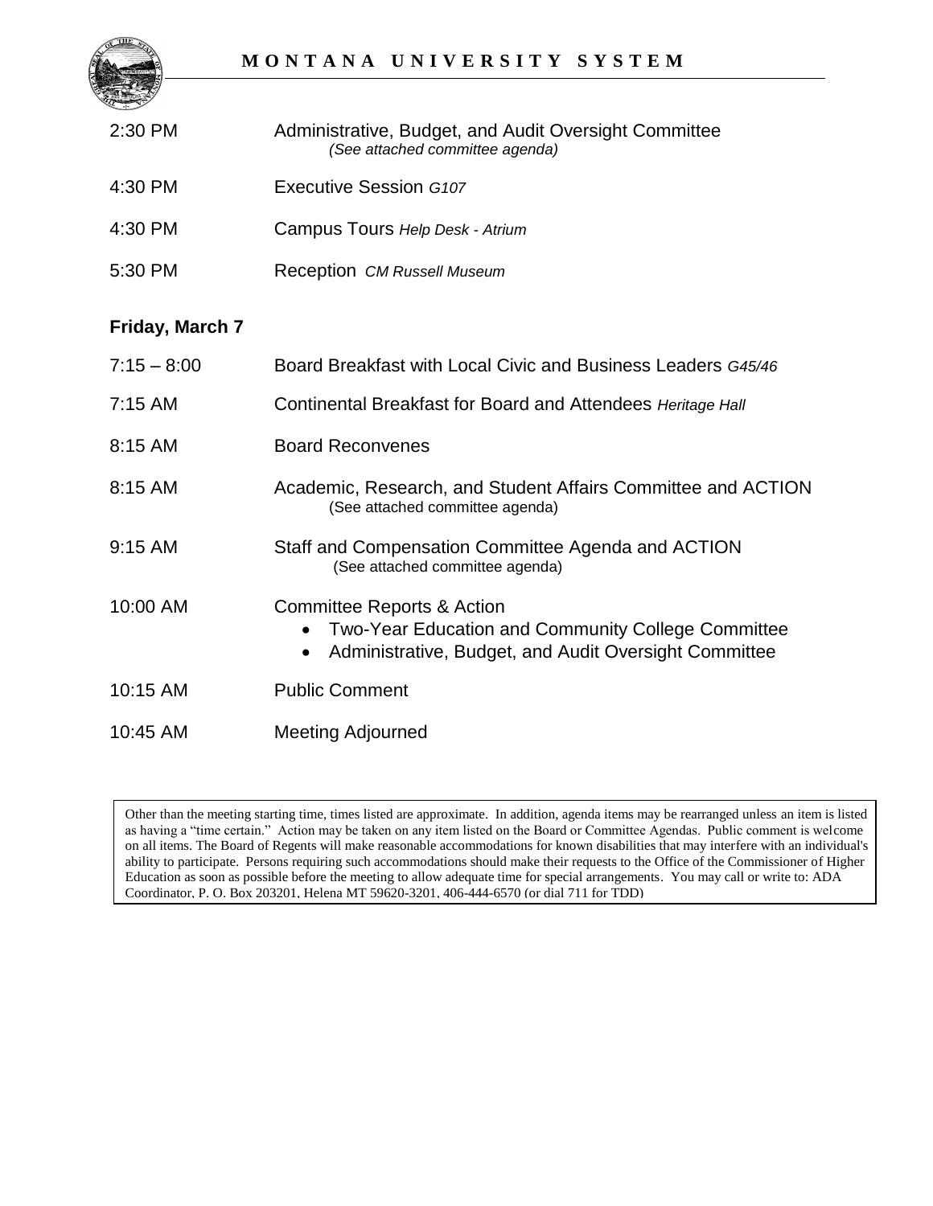| | |
|---|---|
| 2:30 PM | Administrative, Budget, and Audit Oversight Committee *(See attached committee agenda)* |
| 4:30 PM | Executive Session *G107* |
| 4:30 PM | Campus Tours *Help Desk - Atrium* |
| 5:30 PM | Reception *CM Russell Museum* |

**Friday, March 7**

| | |
|---|---|
| 7:15 – 8:00 | Board Breakfast with Local Civic and Business Leaders *G45/46* |
| 7:15 AM | Continental Breakfast for Board and Attendees *Heritage Hall* |
| 8:15 AM | Board Reconvenes |
| 8:15 AM | Academic, Research, and Student Affairs Committee and ACTION (See attached committee agenda) |
| 9:15 AM | Staff and Compensation Committee Agenda and ACTION (See attached committee agenda) |
| 10:00 AM | Committee Reports & Action<br>• Two-Year Education and Community College Committee<br>• Administrative, Budget, and Audit Oversight Committee |
| 10:15 AM | Public Comment |
| 10:45 AM | Meeting Adjourned |

Other than the meeting starting time, times listed are approximate. In addition, agenda items may be rearranged unless an item is listed as having a "time certain." Action may be taken on any item listed on the Board or Committee Agendas. Public comment is welcome on all items. The Board of Regents will make reasonable accommodations for known disabilities that may interfere with an individual's ability to participate. Persons requiring such accommodations should make their requests to the Office of the Commissioner of Higher Education as soon as possible before the meeting to allow adequate time for special arrangements. You may call or write to: ADA Coordinator, P. O. Box 203201, Helena MT 59620-3201, 406-444-6570 (or dial 711 for TDD)